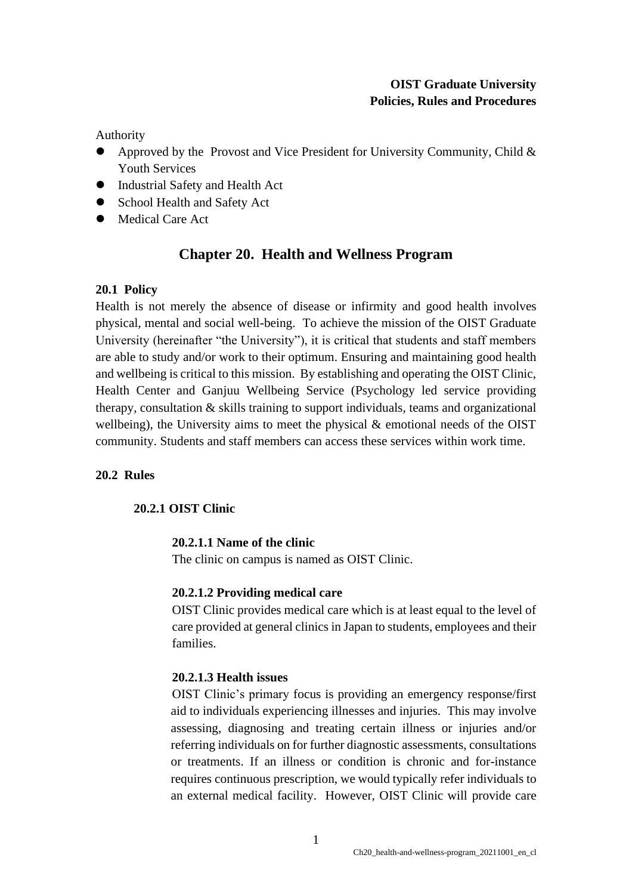**OIST Graduate University**
**Policies, Rules and Procedures**

Authority

- Approved by the Provost and Vice President for University Community, Child & Youth Services
- Industrial Safety and Health Act
- School Health and Safety Act
- Medical Care Act

# Chapter 20. Health and Wellness Program

## 20.1 Policy

Health is not merely the absence of disease or infirmity and good health involves physical, mental and social well-being. To achieve the mission of the OIST Graduate University (hereinafter "the University"), it is critical that students and staff members are able to study and/or work to their optimum. Ensuring and maintaining good health and wellbeing is critical to this mission. By establishing and operating the OIST Clinic, Health Center and Ganjuu Wellbeing Service (Psychology led service providing therapy, consultation & skills training to support individuals, teams and organizational wellbeing), the University aims to meet the physical & emotional needs of the OIST community. Students and staff members can access these services within work time.

## 20.2 Rules

### 20.2.1 OIST Clinic

#### 20.2.1.1 Name of the clinic

The clinic on campus is named as OIST Clinic.

#### 20.2.1.2 Providing medical care

OIST Clinic provides medical care which is at least equal to the level of care provided at general clinics in Japan to students, employees and their families.

#### 20.2.1.3 Health issues

OIST Clinic's primary focus is providing an emergency response/first aid to individuals experiencing illnesses and injuries. This may involve assessing, diagnosing and treating certain illness or injuries and/or referring individuals on for further diagnostic assessments, consultations or treatments. If an illness or condition is chronic and for-instance requires continuous prescription, we would typically refer individuals to an external medical facility. However, OIST Clinic will provide care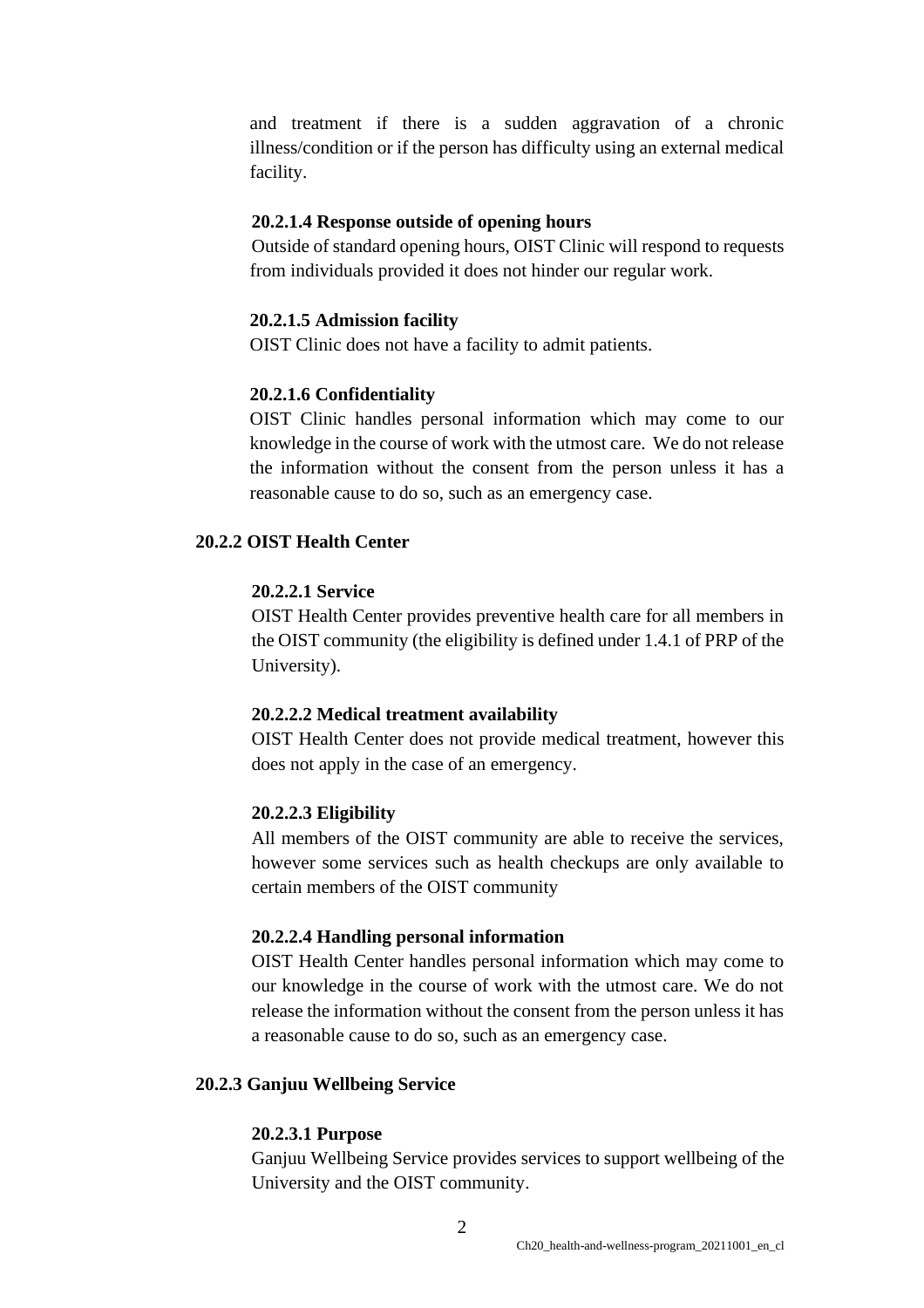and treatment if there is a sudden aggravation of a chronic illness/condition or if the person has difficulty using an external medical facility.

#### 20.2.1.4 Response outside of opening hours

Outside of standard opening hours, OIST Clinic will respond to requests from individuals provided it does not hinder our regular work.

#### 20.2.1.5 Admission facility

OIST Clinic does not have a facility to admit patients.

#### 20.2.1.6 Confidentiality

OIST Clinic handles personal information which may come to our knowledge in the course of work with the utmost care. We do not release the information without the consent from the person unless it has a reasonable cause to do so, such as an emergency case.

### 20.2.2 OIST Health Center

#### 20.2.2.1 Service

OIST Health Center provides preventive health care for all members in the OIST community (the eligibility is defined under 1.4.1 of PRP of the University).

#### 20.2.2.2 Medical treatment availability

OIST Health Center does not provide medical treatment, however this does not apply in the case of an emergency.

#### 20.2.2.3 Eligibility

All members of the OIST community are able to receive the services, however some services such as health checkups are only available to certain members of the OIST community

#### 20.2.2.4 Handling personal information

OIST Health Center handles personal information which may come to our knowledge in the course of work with the utmost care. We do not release the information without the consent from the person unless it has a reasonable cause to do so, such as an emergency case.

### 20.2.3 Ganjuu Wellbeing Service

#### 20.2.3.1 Purpose

Ganjuu Wellbeing Service provides services to support wellbeing of the University and the OIST community.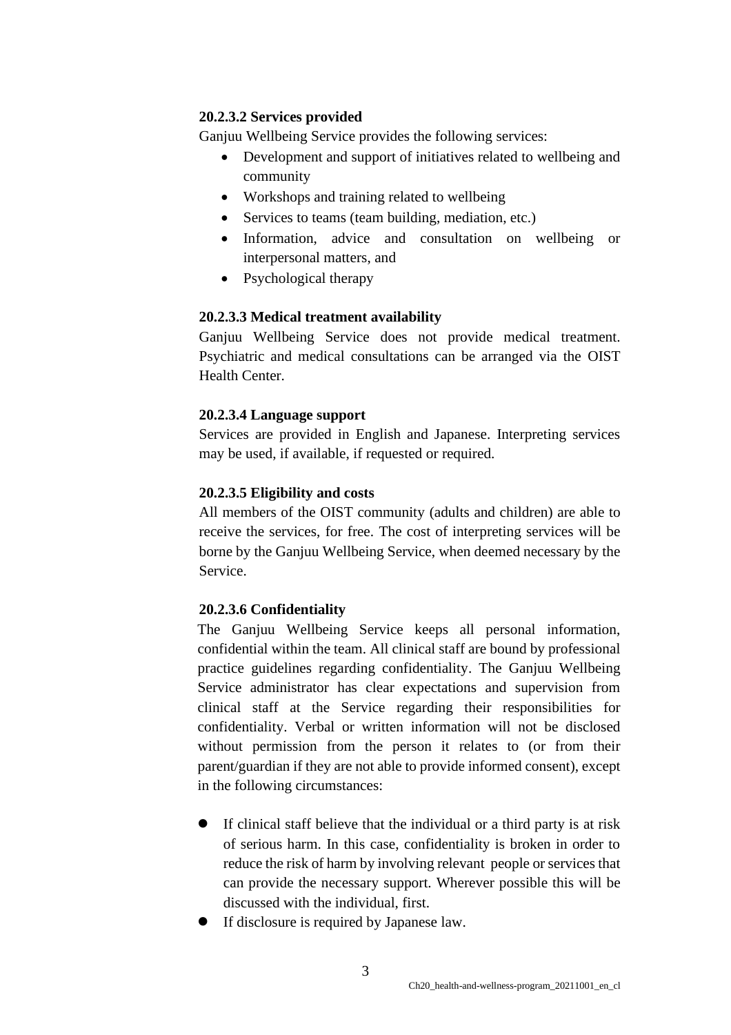#### 20.2.3.2 Services provided

Ganjuu Wellbeing Service provides the following services:

- Development and support of initiatives related to wellbeing and community
- Workshops and training related to wellbeing
- Services to teams (team building, mediation, etc.)
- Information, advice and consultation on wellbeing or interpersonal matters, and
- Psychological therapy

#### 20.2.3.3 Medical treatment availability

Ganjuu Wellbeing Service does not provide medical treatment. Psychiatric and medical consultations can be arranged via the OIST Health Center.

#### 20.2.3.4 Language support

Services are provided in English and Japanese. Interpreting services may be used, if available, if requested or required.

#### 20.2.3.5 Eligibility and costs

All members of the OIST community (adults and children) are able to receive the services, for free. The cost of interpreting services will be borne by the Ganjuu Wellbeing Service, when deemed necessary by the Service.

#### 20.2.3.6 Confidentiality

The Ganjuu Wellbeing Service keeps all personal information, confidential within the team. All clinical staff are bound by professional practice guidelines regarding confidentiality. The Ganjuu Wellbeing Service administrator has clear expectations and supervision from clinical staff at the Service regarding their responsibilities for confidentiality. Verbal or written information will not be disclosed without permission from the person it relates to (or from their parent/guardian if they are not able to provide informed consent), except in the following circumstances:

- If clinical staff believe that the individual or a third party is at risk of serious harm. In this case, confidentiality is broken in order to reduce the risk of harm by involving relevant people or services that can provide the necessary support. Wherever possible this will be discussed with the individual, first.
- If disclosure is required by Japanese law.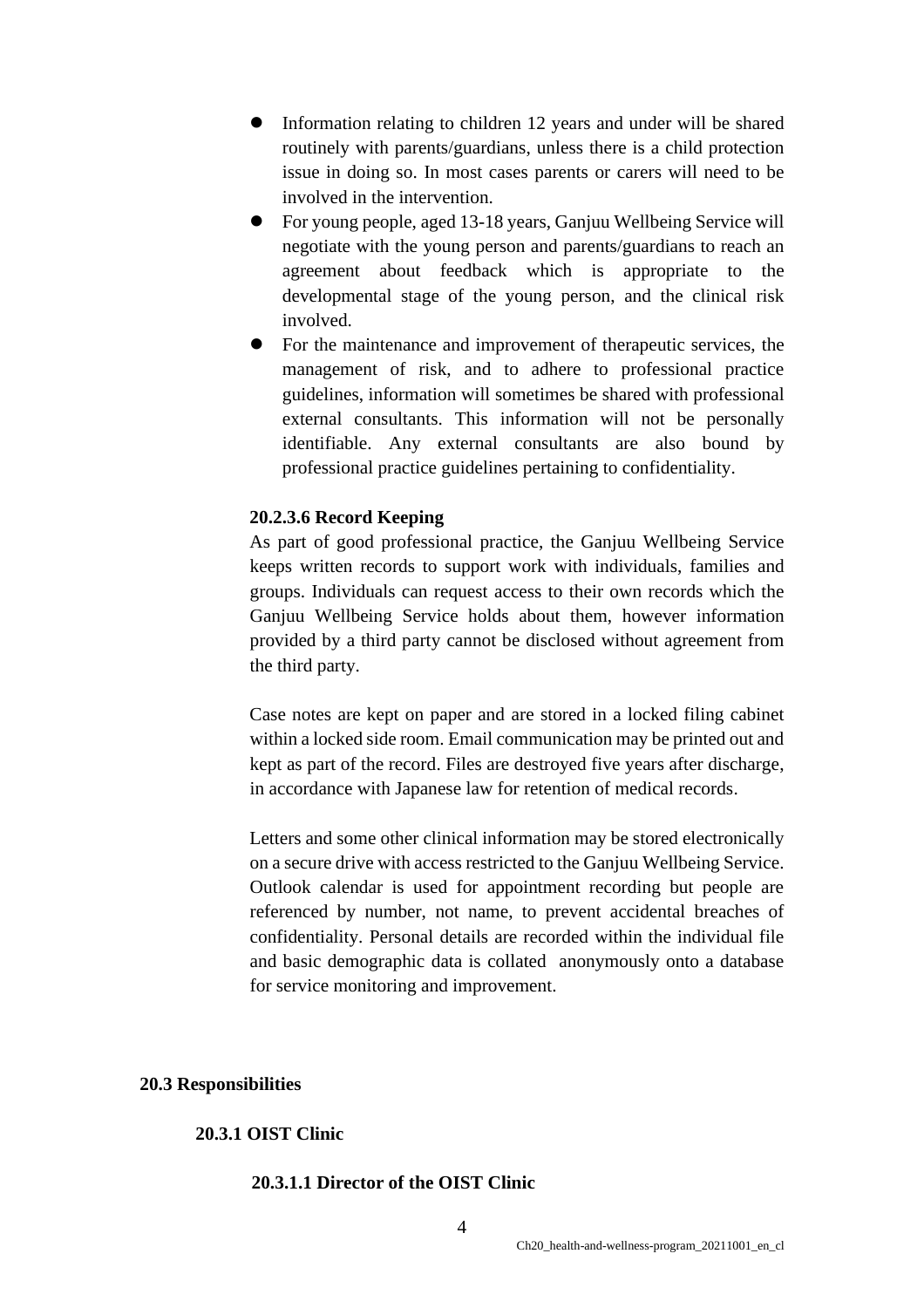- Information relating to children 12 years and under will be shared routinely with parents/guardians, unless there is a child protection issue in doing so. In most cases parents or carers will need to be involved in the intervention.
- For young people, aged 13-18 years, Ganjuu Wellbeing Service will negotiate with the young person and parents/guardians to reach an agreement about feedback which is appropriate to the developmental stage of the young person, and the clinical risk involved.
- For the maintenance and improvement of therapeutic services, the management of risk, and to adhere to professional practice guidelines, information will sometimes be shared with professional external consultants. This information will not be personally identifiable. Any external consultants are also bound by professional practice guidelines pertaining to confidentiality.

#### 20.2.3.6 Record Keeping

As part of good professional practice, the Ganjuu Wellbeing Service keeps written records to support work with individuals, families and groups. Individuals can request access to their own records which the Ganjuu Wellbeing Service holds about them, however information provided by a third party cannot be disclosed without agreement from the third party.

Case notes are kept on paper and are stored in a locked filing cabinet within a locked side room. Email communication may be printed out and kept as part of the record. Files are destroyed five years after discharge, in accordance with Japanese law for retention of medical records.

Letters and some other clinical information may be stored electronically on a secure drive with access restricted to the Ganjuu Wellbeing Service. Outlook calendar is used for appointment recording but people are referenced by number, not name, to prevent accidental breaches of confidentiality. Personal details are recorded within the individual file and basic demographic data is collated anonymously onto a database for service monitoring and improvement.

## 20.3 Responsibilities

### 20.3.1 OIST Clinic

#### 20.3.1.1 Director of the OIST Clinic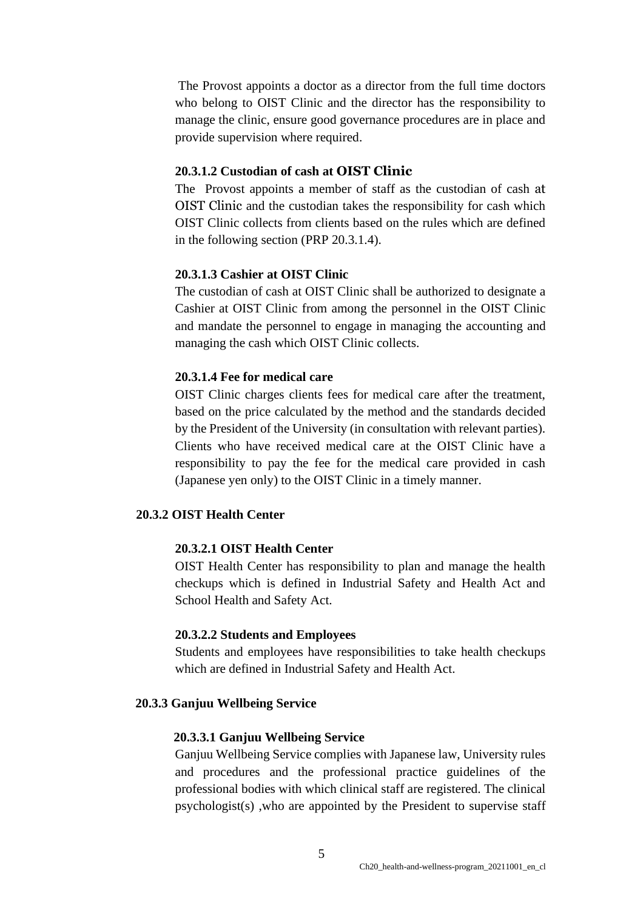The Provost appoints a doctor as a director from the full time doctors who belong to OIST Clinic and the director has the responsibility to manage the clinic, ensure good governance procedures are in place and provide supervision where required.

#### 20.3.1.2 Custodian of cash at OIST Clinic

The Provost appoints a member of staff as the custodian of cash at OIST Clinic and the custodian takes the responsibility for cash which OIST Clinic collects from clients based on the rules which are defined in the following section (PRP 20.3.1.4).

#### 20.3.1.3 Cashier at OIST Clinic

The custodian of cash at OIST Clinic shall be authorized to designate a Cashier at OIST Clinic from among the personnel in the OIST Clinic and mandate the personnel to engage in managing the accounting and managing the cash which OIST Clinic collects.

#### 20.3.1.4 Fee for medical care

OIST Clinic charges clients fees for medical care after the treatment, based on the price calculated by the method and the standards decided by the President of the University (in consultation with relevant parties). Clients who have received medical care at the OIST Clinic have a responsibility to pay the fee for the medical care provided in cash (Japanese yen only) to the OIST Clinic in a timely manner.

### 20.3.2 OIST Health Center

#### 20.3.2.1 OIST Health Center

OIST Health Center has responsibility to plan and manage the health checkups which is defined in Industrial Safety and Health Act and School Health and Safety Act.

#### 20.3.2.2 Students and Employees

Students and employees have responsibilities to take health checkups which are defined in Industrial Safety and Health Act.

### 20.3.3 Ganjuu Wellbeing Service

#### 20.3.3.1 Ganjuu Wellbeing Service

Ganjuu Wellbeing Service complies with Japanese law, University rules and procedures and the professional practice guidelines of the professional bodies with which clinical staff are registered. The clinical psychologist(s) ,who are appointed by the President to supervise staff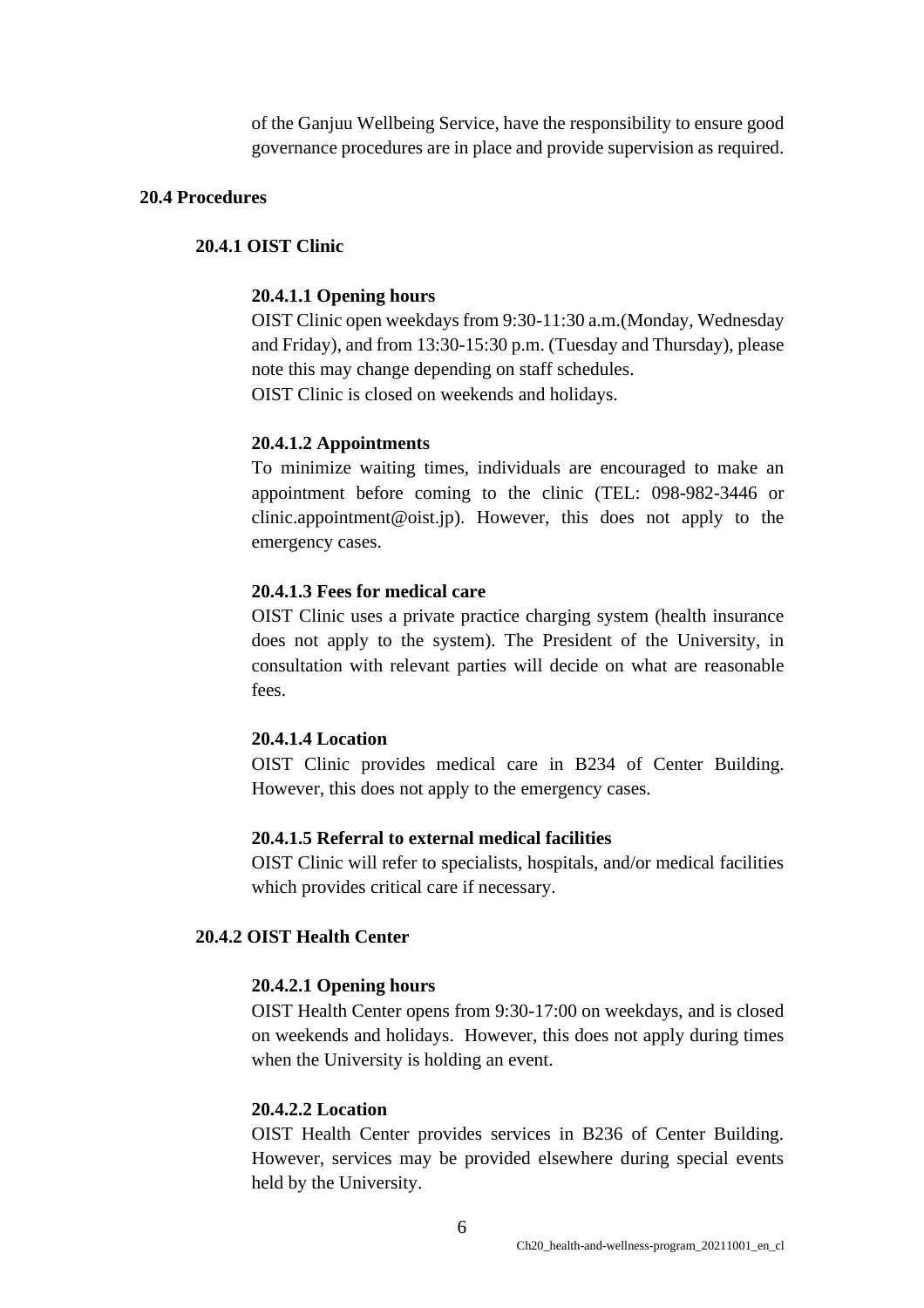of the Ganjuu Wellbeing Service, have the responsibility to ensure good governance procedures are in place and provide supervision as required.

## 20.4 Procedures

### 20.4.1 OIST Clinic

#### 20.4.1.1 Opening hours

OIST Clinic open weekdays from 9:30-11:30 a.m.(Monday, Wednesday and Friday), and from 13:30-15:30 p.m. (Tuesday and Thursday), please note this may change depending on staff schedules.
OIST Clinic is closed on weekends and holidays.

#### 20.4.1.2 Appointments

To minimize waiting times, individuals are encouraged to make an appointment before coming to the clinic (TEL: 098-982-3446 or clinic.appointment@oist.jp). However, this does not apply to the emergency cases.

#### 20.4.1.3 Fees for medical care

OIST Clinic uses a private practice charging system (health insurance does not apply to the system). The President of the University, in consultation with relevant parties will decide on what are reasonable fees.

#### 20.4.1.4 Location

OIST Clinic provides medical care in B234 of Center Building. However, this does not apply to the emergency cases.

#### 20.4.1.5 Referral to external medical facilities

OIST Clinic will refer to specialists, hospitals, and/or medical facilities which provides critical care if necessary.

### 20.4.2 OIST Health Center

#### 20.4.2.1 Opening hours

OIST Health Center opens from 9:30-17:00 on weekdays, and is closed on weekends and holidays. However, this does not apply during times when the University is holding an event.

#### 20.4.2.2 Location

OIST Health Center provides services in B236 of Center Building. However, services may be provided elsewhere during special events held by the University.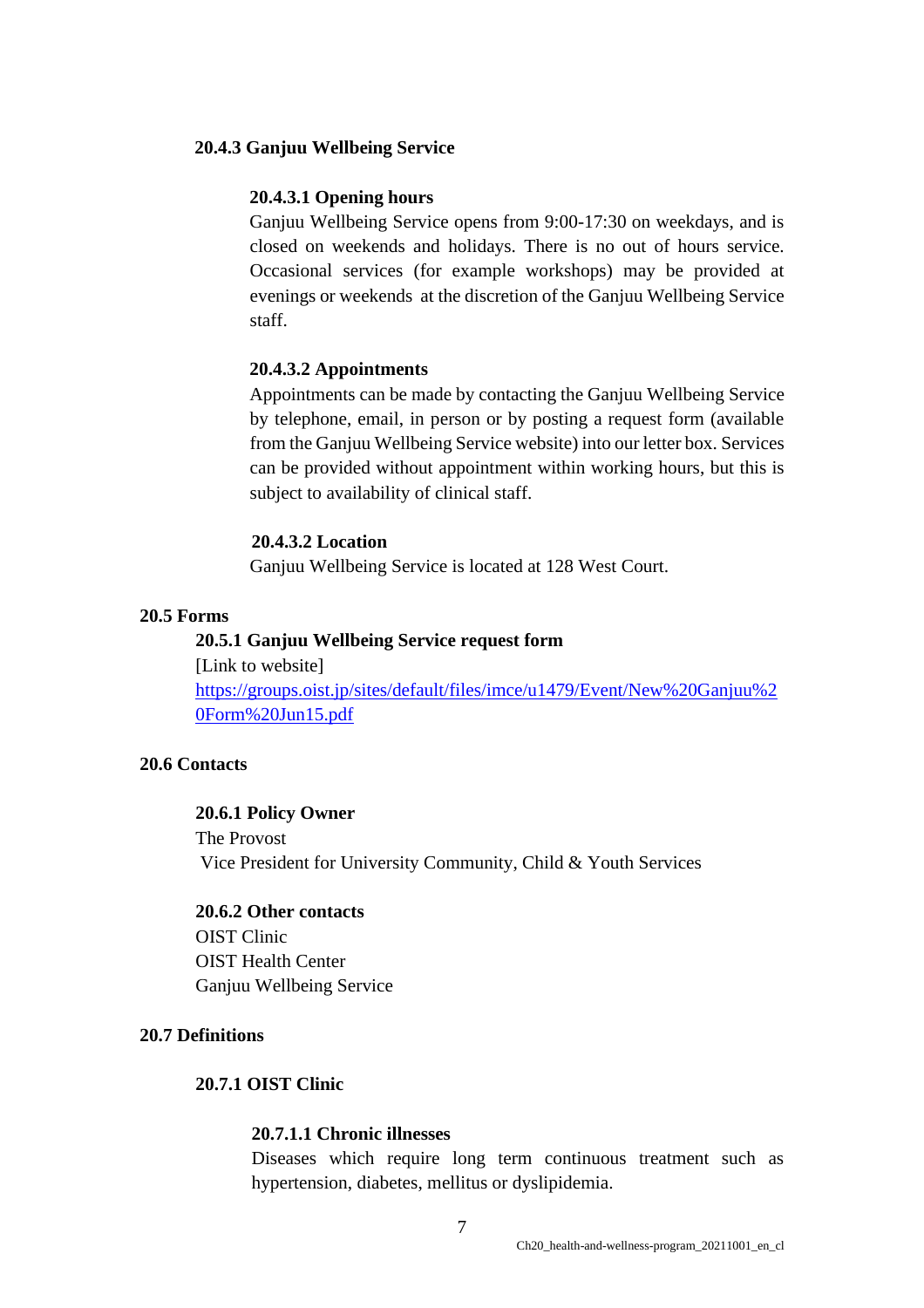### 20.4.3 Ganjuu Wellbeing Service

#### 20.4.3.1 Opening hours

Ganjuu Wellbeing Service opens from 9:00-17:30 on weekdays, and is closed on weekends and holidays. There is no out of hours service. Occasional services (for example workshops) may be provided at evenings or weekends at the discretion of the Ganjuu Wellbeing Service staff.

#### 20.4.3.2 Appointments

Appointments can be made by contacting the Ganjuu Wellbeing Service by telephone, email, in person or by posting a request form (available from the Ganjuu Wellbeing Service website) into our letter box. Services can be provided without appointment within working hours, but this is subject to availability of clinical staff.

#### 20.4.3.2 Location

Ganjuu Wellbeing Service is located at 128 West Court.

## 20.5 Forms

### 20.5.1 Ganjuu Wellbeing Service request form

[Link to website]
https://groups.oist.jp/sites/default/files/imce/u1479/Event/New%20Ganjuu%20Form%20Jun15.pdf

## 20.6 Contacts

### 20.6.1 Policy Owner

The Provost
Vice President for University Community, Child & Youth Services

### 20.6.2 Other contacts

OIST Clinic
OIST Health Center
Ganjuu Wellbeing Service

## 20.7 Definitions

### 20.7.1 OIST Clinic

#### 20.7.1.1 Chronic illnesses

Diseases which require long term continuous treatment such as hypertension, diabetes, mellitus or dyslipidemia.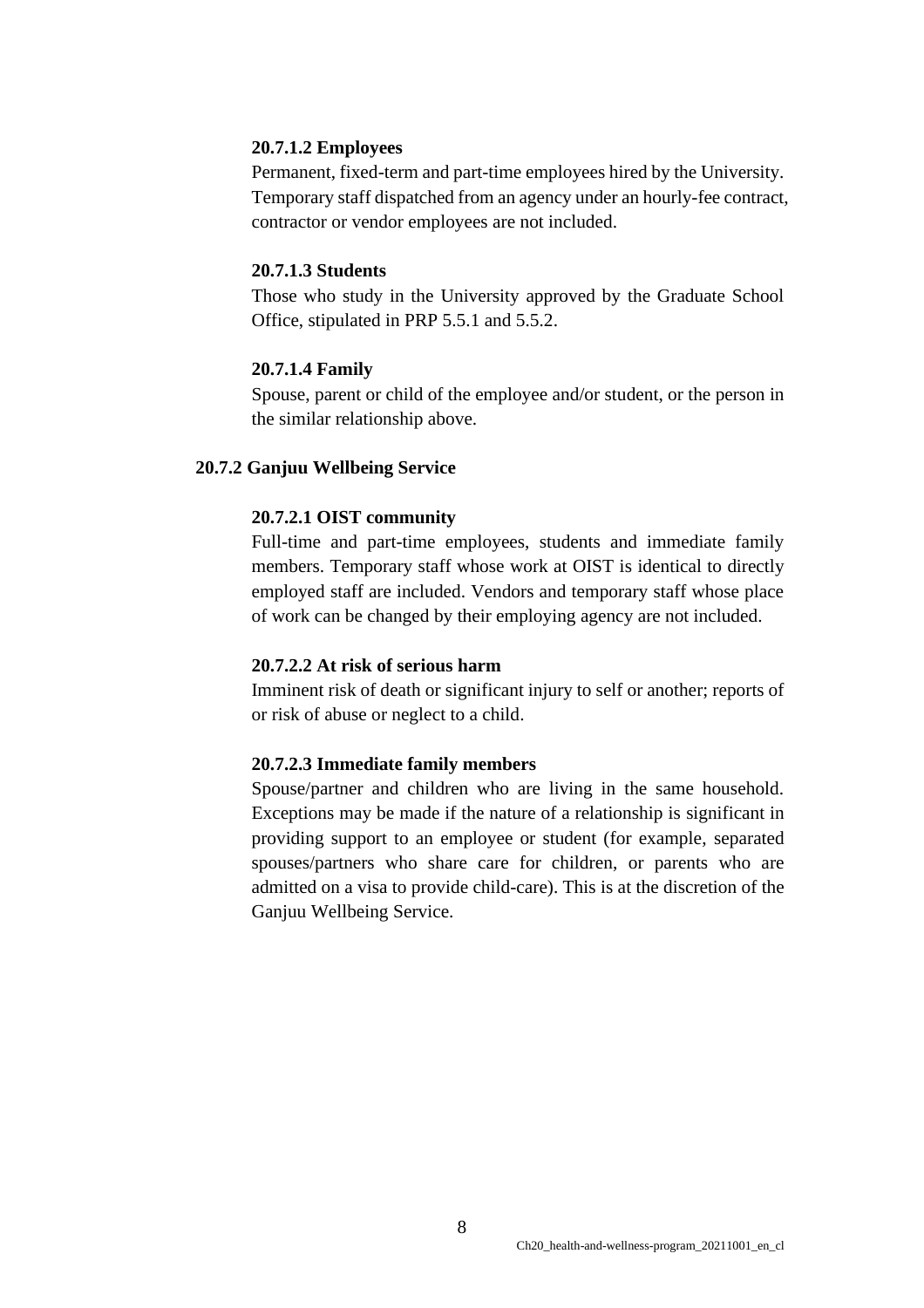#### 20.7.1.2 Employees

Permanent, fixed-term and part-time employees hired by the University. Temporary staff dispatched from an agency under an hourly-fee contract, contractor or vendor employees are not included.

#### 20.7.1.3 Students

Those who study in the University approved by the Graduate School Office, stipulated in PRP 5.5.1 and 5.5.2.

#### 20.7.1.4 Family

Spouse, parent or child of the employee and/or student, or the person in the similar relationship above.

### 20.7.2 Ganjuu Wellbeing Service

#### 20.7.2.1 OIST community

Full-time and part-time employees, students and immediate family members. Temporary staff whose work at OIST is identical to directly employed staff are included. Vendors and temporary staff whose place of work can be changed by their employing agency are not included.

#### 20.7.2.2 At risk of serious harm

Imminent risk of death or significant injury to self or another; reports of or risk of abuse or neglect to a child.

#### 20.7.2.3 Immediate family members

Spouse/partner and children who are living in the same household. Exceptions may be made if the nature of a relationship is significant in providing support to an employee or student (for example, separated spouses/partners who share care for children, or parents who are admitted on a visa to provide child-care). This is at the discretion of the Ganjuu Wellbeing Service.